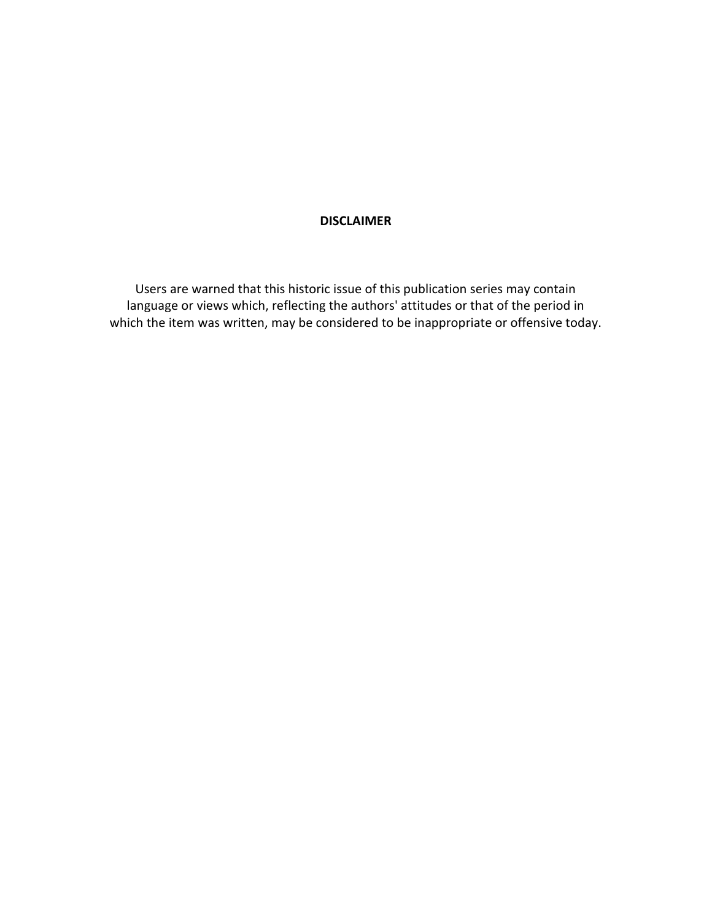**DISCLAIMER**

Users are warned that this historic issue of this publication series may contain language or views which, reflecting the authors' attitudes or that of the period in which the item was written, may be considered to be inappropriate or offensive today.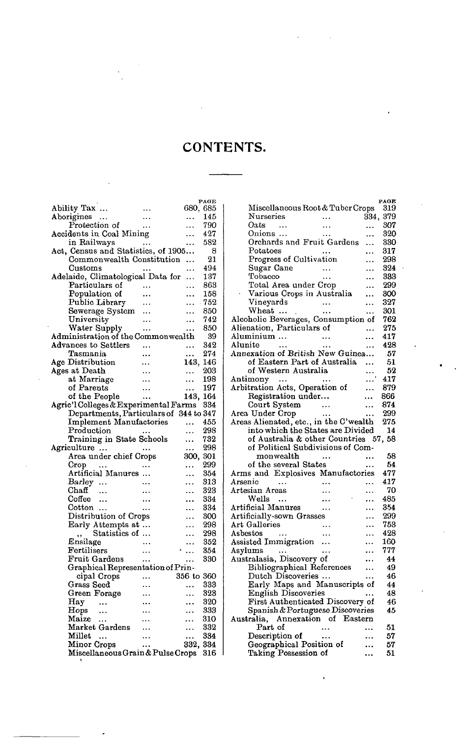# CONTENTS.

| | PAGE |
|---|---|
| Ability Tax ... | 680, 685 |
| Aborigines ... | 145 |
| Protection of ... | 790 |
| Accidents in Coal Mining | 427 |
| in Railways ... | 582 |
| Act, Census and Statistics, of 1905... | 8 |
| Commonwealth Constitution ... | 21 |
| Customs ... | 494 |
| Adelaide, Climatological Data for ... | 137 |
| Particulars of ... | 863 |
| Population of ... | 158 |
| Public Library ... | 752 |
| Sewerage System ... | 850 |
| University ... | 742 |
| Water Supply ... | 850 |
| Administration of the Commonwealth | 39 |
| Advances to Settlers ... | 342 |
| Tasmania ... | 274 |
| Age Distribution ... | 143, 146 |
| Ages at Death ... | 203 |
| at Marriage ... | 198 |
| of Parents ... | 197 |
| of the People ... | 143, 164 |
| Agric'l Colleges & Experimental Farms | 334 |
| Departments, Particulars of | 344 to 347 |
| Implement Manufactories ... | 455 |
| Production ... | 298 |
| Training in State Schools ... | 732 |
| Agriculture ... | 298 |
| Area under chief Crops | 300, 301 |
| Crop ... | 299 |
| Artificial Manures ... | 354 |
| Barley ... | 313 |
| Chaff ... | 323 |
| Coffee ... | 334 |
| Cotton ... | 334 |
| Distribution of Crops ... | 300 |
| Early Attempts at ... | 298 |
| ,, Statistics of ... | 298 |
| Ensilage ... | 352 |
| Fertilisers ... | 354 |
| Fruit Gardens ... | 330 |
| Graphical Representation of Principal Crops ... | 356 to 360 |
| Grass Seed ... | 333 |
| Green Forage ... | 323 |
| Hay ... | 320 |
| Hops ... | 333 |
| Maize ... | 310 |
| Market Gardens ... | 332 |
| Millet ... | 334 |
| Minor Crops ... | 332, 334 |
| Miscellaneous Grain & Pulse Crops | 316 |
| Miscellaneous Root & Tuber Crops | 319 |
| Nurseries ... | 334, 379 |
| Oats ... | 307 |
| Onions ... | 320 |
| Orchards and Fruit Gardens ... | 330 |
| Potatoes ... | 317 |
| Progress of Cultivation ... | 298 |
| Sugar Cane ... | 324 |
| Tobacco ... | 333 |
| Total Area under Crop ... | 299 |
| Various Crops in Australia ... | 300 |
| Vineyards ... | 327 |
| Wheat ... | 301 |
| Alcoholic Beverages, Consumption of | 762 |
| Alienation, Particulars of ... | 275 |
| Aluminium ... | 417 |
| Alunite ... | 428 |
| Annexation of British New Guinea... | 57 |
| of Eastern Part of Australia ... | 51 |
| of Western Australia ... | 52 |
| Antimony ... | 417 |
| Arbitration Acts, Operation of ... | 879 |
| Registration under... | 866 |
| Court System ... | 874 |
| Area Under Crop ... | 299 |
| Areas Alienated, etc., in the C'wealth | 275 |
| into which the States are Divided | 14 |
| of Australia & other Countries | 57, 58 |
| of Political Subdivisions of Commonwealth ... | 58 |
| of the several States ... | 54 |
| Arms and Explosives Manufactories | 477 |
| Arsenic ... | 417 |
| Artesian Areas ... | 70 |
| Wells ... | 485 |
| Artificial Manures ... | 354 |
| Artificially-sown Grasses ... | 299 |
| Art Galleries ... | 753 |
| Asbestos ... | 428 |
| Assisted Immigration ... | 160 |
| Asylums ... | 777 |
| Australasia, Discovery of ... | 44 |
| Bibliographical References ... | 49 |
| Dutch Discoveries ... | 46 |
| Early Maps and Manuscripts of | 44 |
| English Discoveries ... | 48 |
| First Authenticated Discovery of | 46 |
| Spanish & Portuguese Discoveries | 45 |
| Australia, Annexation of Eastern Part of ... | 51 |
| Description of ... | 57 |
| Geographical Position of ... | 57 |
| Taking Possession of ... | 51 |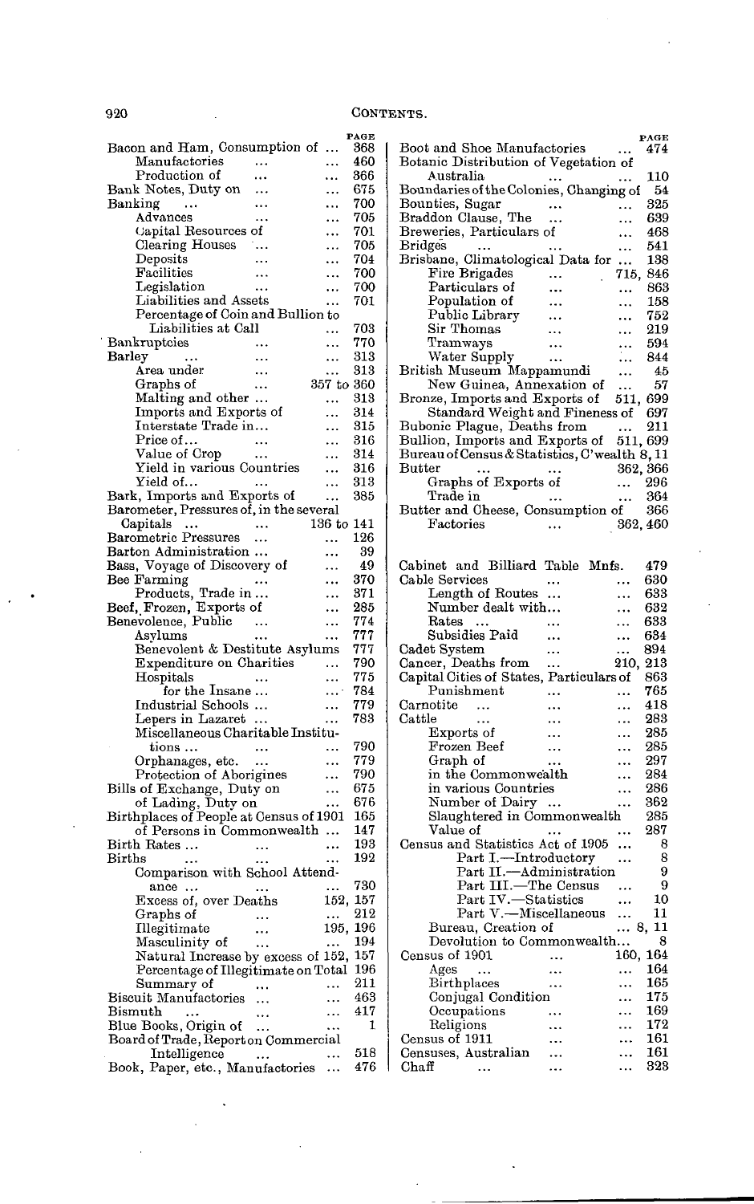# CONTENTS.

| | PAGE |
|---|---|
| Bacon and Ham, Consumption of ... | 368 |
| Manufactories ... ... | 460 |
| Production of ... ... | 366 |
| Bank Notes, Duty on ... ... | 675 |
| Banking ... ... ... | 700 |
| Advances ... ... | 705 |
| Capital Resources of ... | 701 |
| Clearing Houses ... ... | 705 |
| Deposits ... ... | 704 |
| Facilities ... ... | 700 |
| Legislation ... ... | 700 |
| Liabilities and Assets ... | 701 |
| Percentage of Coin and Bullion to Liabilities at Call ... | 703 |
| Bankruptcies ... ... | 770 |
| Barley ... ... ... | 313 |
| Area under ... ... | 313 |
| Graphs of ... | 357 to 360 |
| Malting and other ... ... | 313 |
| Imports and Exports of ... | 314 |
| Interstate Trade in... ... | 315 |
| Price of... ... ... | 316 |
| Value of Crop ... ... | 314 |
| Yield in various Countries ... | 316 |
| Yield of... ... ... | 313 |
| Bark, Imports and Exports of ... | 385 |
| Barometer, Pressures of, in the several Capitals ... ... | 136 to 141 |
| Barometric Pressures ... ... | 126 |
| Barton Administration ... ... | 39 |
| Bass, Voyage of Discovery of ... | 49 |
| Bee Farming ... ... | 370 |
| Products, Trade in ... ... | 371 |
| Beef, Frozen, Exports of ... | 285 |
| Benevolence, Public ... ... | 774 |
| Asylums ... ... | 777 |
| Benevolent & Destitute Asylums | 777 |
| Expenditure on Charities ... | 790 |
| Hospitals ... ... | 775 |
| for the Insane ... ... | 784 |
| Industrial Schools ... ... | 779 |
| Lepers in Lazaret ... ... | 783 |
| Miscellaneous Charitable Institutions ... ... ... | 790 |
| Orphanages, etc. ... ... | 779 |
| Protection of Aborigines ... | 790 |
| Bills of Exchange, Duty on ... | 675 |
| of Lading, Duty on ... | 676 |
| Birthplaces of People at Census of 1901 | 165 |
| of Persons in Commonwealth ... | 147 |
| Birth Rates ... ... ... | 193 |
| Births ... ... ... | 192 |
| Comparison with School Attendance ... ... ... | 730 |
| Excess of, over Deaths | 152, 157 |
| Graphs of ... ... | 212 |
| Illegitimate ... | 195, 196 |
| Masculinity of ... ... | 194 |
| Natural Increase by excess of | 152, 157 |
| Percentage of Illegitimate on Total | 196 |
| Summary of ... ... | 211 |
| Biscuit Manufactories ... ... | 463 |
| Bismuth ... ... ... | 417 |
| Blue Books, Origin of ... ... | 1 |
| Board of Trade, Report on Commercial Intelligence ... ... | 518 |
| Book, Paper, etc., Manufactories ... | 476 |
| Boot and Shoe Manufactories ... | 474 |
| Botanic Distribution of Vegetation of Australia ... ... | 110 |
| Boundaries of the Colonies, Changing of | 54 |
| Bounties, Sugar ... ... | 325 |
| Braddon Clause, The ... ... | 639 |
| Breweries, Particulars of ... | 468 |
| Bridges ... ... ... | 541 |
| Brisbane, Climatological Data for ... | 138 |
| Fire Brigades ... | 715, 846 |
| Particulars of ... ... | 863 |
| Population of ... ... | 158 |
| Public Library ... ... | 752 |
| Sir Thomas ... ... | 219 |
| Tramways ... ... | 594 |
| Water Supply ... ... | 844 |
| British Museum Mappamundi ... | 45 |
| New Guinea, Annexation of ... | 57 |
| Bronze, Imports and Exports of | 511, 699 |
| Standard Weight and Fineness of | 697 |
| Bubonic Plague, Deaths from ... | 211 |
| Bullion, Imports and Exports of | 511, 699 |
| Bureau of Census & Statistics, C'wealth | 8, 11 |
| Butter ... ... | 362, 366 |
| Graphs of Exports of ... | 296 |
| Trade in ... ... | 364 |
| Butter and Cheese, Consumption of | 366 |
| Factories ... | 362, 460 |
| | |
| Cabinet and Billiard Table Mnfs. | 479 |
| Cable Services ... ... | 630 |
| Length of Routes ... ... | 633 |
| Number dealt with... ... | 632 |
| Rates ... ... ... | 633 |
| Subsidies Paid ... ... | 634 |
| Cadet System ... ... | 894 |
| Cancer, Deaths from ... | 210, 213 |
| Capital Cities of States, Particulars of | 863 |
| Punishment ... ... | 765 |
| Carnotite ... ... ... | 418 |
| Cattle ... ... ... | 283 |
| Exports of ... ... | 285 |
| Frozen Beef ... ... | 285 |
| Graph of ... ... | 297 |
| in the Commonwealth ... | 284 |
| in various Countries ... | 286 |
| Number of Dairy ... ... | 362 |
| Slaughtered in Commonwealth | 285 |
| Value of ... ... | 287 |
| Census and Statistics Act of 1905 ... | 8 |
| Part I.—Introductory ... | 8 |
| Part II.—Administration | 9 |
| Part III.—The Census ... | 9 |
| Part IV.—Statistics ... | 10 |
| Part V.—Miscellaneous ... | 11 |
| Bureau, Creation of ... | 8, 11 |
| Devolution to Commonwealth... | 8 |
| Census of 1901 ... | 160, 164 |
| Ages ... ... ... | 164 |
| Birthplaces ... ... | 165 |
| Conjugal Condition ... | 175 |
| Occupations ... ... | 169 |
| Religions ... ... | 172 |
| Census of 1911 ... ... | 161 |
| Censuses, Australian ... ... | 161 |
| Chaff ... ... ... | 323 |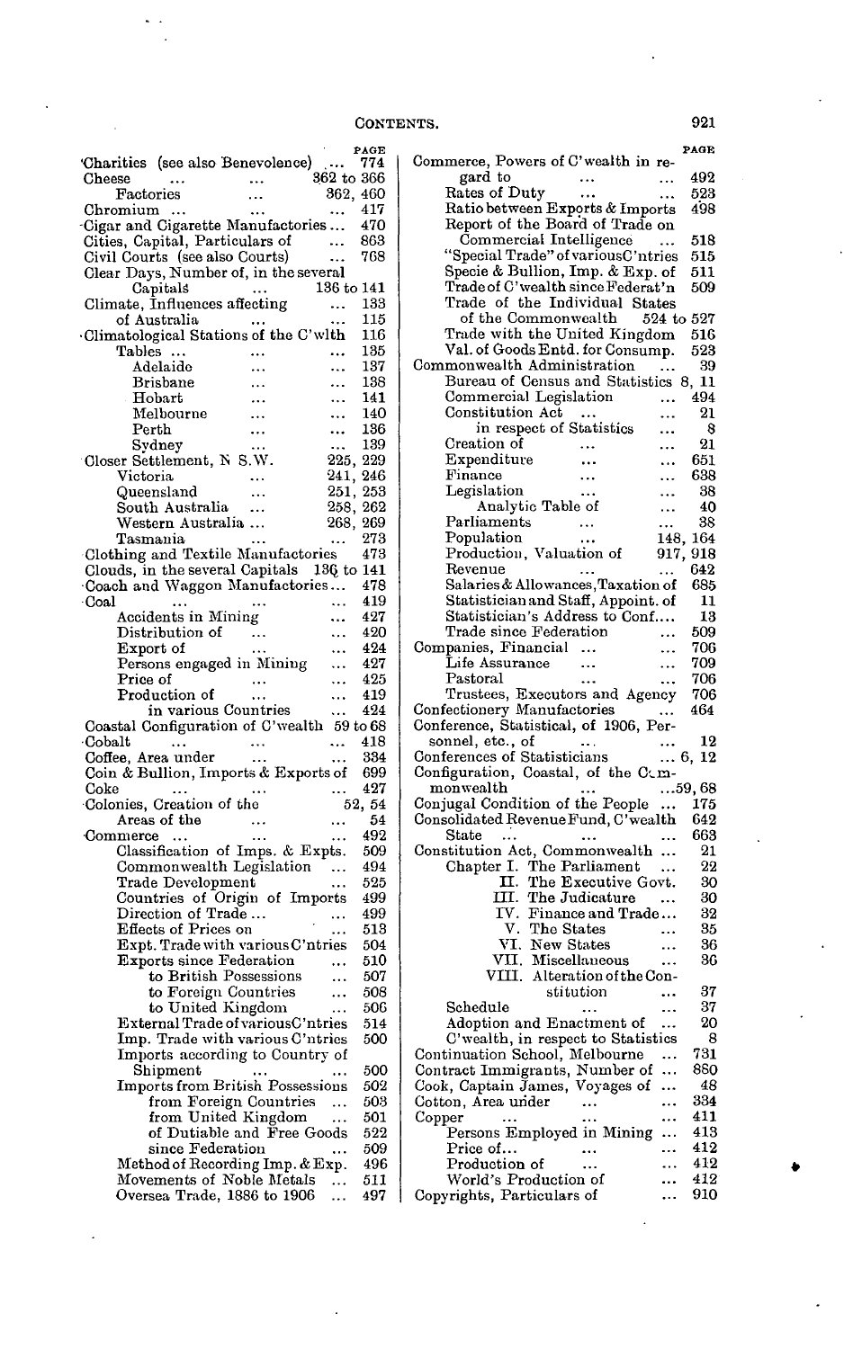# CONTENTS.

| | PAGE |
|---|---|
| Charities (see also Benevolence) | 774 |
| Cheese | 362 to 366 |
| Factories | 362, 460 |
| Chromium | 417 |
| Cigar and Cigarette Manufactories | 470 |
| Cities, Capital, Particulars of | 863 |
| Civil Courts (see also Courts) | 768 |
| Clear Days, Number of, in the several Capitals | 136 to 141 |
| Climate, Influences affecting | 133 |
| of Australia | 115 |
| Climatological Stations of the C'wlth | 116 |
| Tables | 135 |
| Adelaide | 137 |
| Brisbane | 138 |
| Hobart | 141 |
| Melbourne | 140 |
| Perth | 136 |
| Sydney | 139 |
| Closer Settlement, N S.W. | 225, 229 |
| Victoria | 241, 246 |
| Queensland | 251, 253 |
| South Australia | 258, 262 |
| Western Australia | 268, 269 |
| Tasmania | 273 |
| Clothing and Textile Manufactories | 473 |
| Clouds, in the several Capitals | 136 to 141 |
| Coach and Waggon Manufactories | 478 |
| Coal | 419 |
| Accidents in Mining | 427 |
| Distribution of | 420 |
| Export of | 424 |
| Persons engaged in Mining | 427 |
| Price of | 425 |
| Production of | 419 |
| in various Countries | 424 |
| Coastal Configuration of C'wealth | 59 to 68 |
| Cobalt | 418 |
| Coffee, Area under | 334 |
| Coin & Bullion, Imports & Exports of | 699 |
| Coke | 427 |
| Colonies, Creation of the | 52, 54 |
| Areas of the | 54 |
| Commerce | 492 |
| Classification of Imps. & Expts. | 509 |
| Commonwealth Legislation | 494 |
| Trade Development | 525 |
| Countries of Origin of Imports | 499 |
| Direction of Trade | 499 |
| Effects of Prices on | 513 |
| Expt. Trade with various C'ntries | 504 |
| Exports since Federation | 510 |
| to British Possessions | 507 |
| to Foreign Countries | 508 |
| to United Kingdom | 506 |
| External Trade of various C'ntries | 514 |
| Imp. Trade with various C'ntries | 500 |
| Imports according to Country of Shipment | 500 |
| Imports from British Possessions | 502 |
| from Foreign Countries | 503 |
| from United Kingdom | 501 |
| of Dutiable and Free Goods | 522 |
| since Federation | 509 |
| Method of Recording Imp. & Exp. | 496 |
| Movements of Noble Metals | 511 |
| Oversea Trade, 1886 to 1906 | 497 |
| Commerce, Powers of C'wealth in regard to | 492 |
| Rates of Duty | 523 |
| Ratio between Exports & Imports | 498 |
| Report of the Board of Trade on Commercial Intelligence | 518 |
| "Special Trade" of various C'ntries | 515 |
| Specie & Bullion, Imp. & Exp. of | 511 |
| Trade of C'wealth since Federat'n | 509 |
| Trade of the Individual States of the Commonwealth | 524 to 527 |
| Trade with the United Kingdom | 516 |
| Val. of Goods Entd. for Consump. | 523 |
| Commonwealth Administration | 39 |
| Bureau of Census and Statistics | 8, 11 |
| Commercial Legislation | 494 |
| Constitution Act | 21 |
| in respect of Statistics | 8 |
| Creation of | 21 |
| Expenditure | 651 |
| Finance | 638 |
| Legislation | 38 |
| Analytic Table of | 40 |
| Parliaments | 38 |
| Population | 148, 164 |
| Production, Valuation of | 917, 918 |
| Revenue | 642 |
| Salaries & Allowances, Taxation of | 685 |
| Statistician and Staff, Appoint. of | 11 |
| Statistician's Address to Conf.... | 13 |
| Trade since Federation | 509 |
| Companies, Financial | 706 |
| Life Assurance | 709 |
| Pastoral | 706 |
| Trustees, Executors and Agency | 706 |
| Confectionery Manufactories | 464 |
| Conference, Statistical, of 1906, Personnel, etc., of | 12 |
| Conferences of Statisticians | 6, 12 |
| Configuration, Coastal, of the Commonwealth | 59, 68 |
| Conjugal Condition of the People | 175 |
| Consolidated Revenue Fund, C'wealth | 642 |
| State | 663 |
| Constitution Act, Commonwealth | 21 |
| Chapter I. The Parliament | 22 |
| II. The Executive Govt. | 30 |
| III. The Judicature | 30 |
| IV. Finance and Trade | 32 |
| V. The States | 35 |
| VI. New States | 36 |
| VII. Miscellaneous | 36 |
| VIII. Alteration of the Constitution | 37 |
| Schedule | 37 |
| Adoption and Enactment of | 20 |
| C'wealth, in respect to Statistics | 8 |
| Continuation School, Melbourne | 731 |
| Contract Immigrants, Number of | 880 |
| Cook, Captain James, Voyages of | 48 |
| Cotton, Area under | 334 |
| Copper | 411 |
| Persons Employed in Mining | 413 |
| Price of... | 412 |
| Production of | 412 |
| World's Production of | 412 |
| Copyrights, Particulars of | 910 |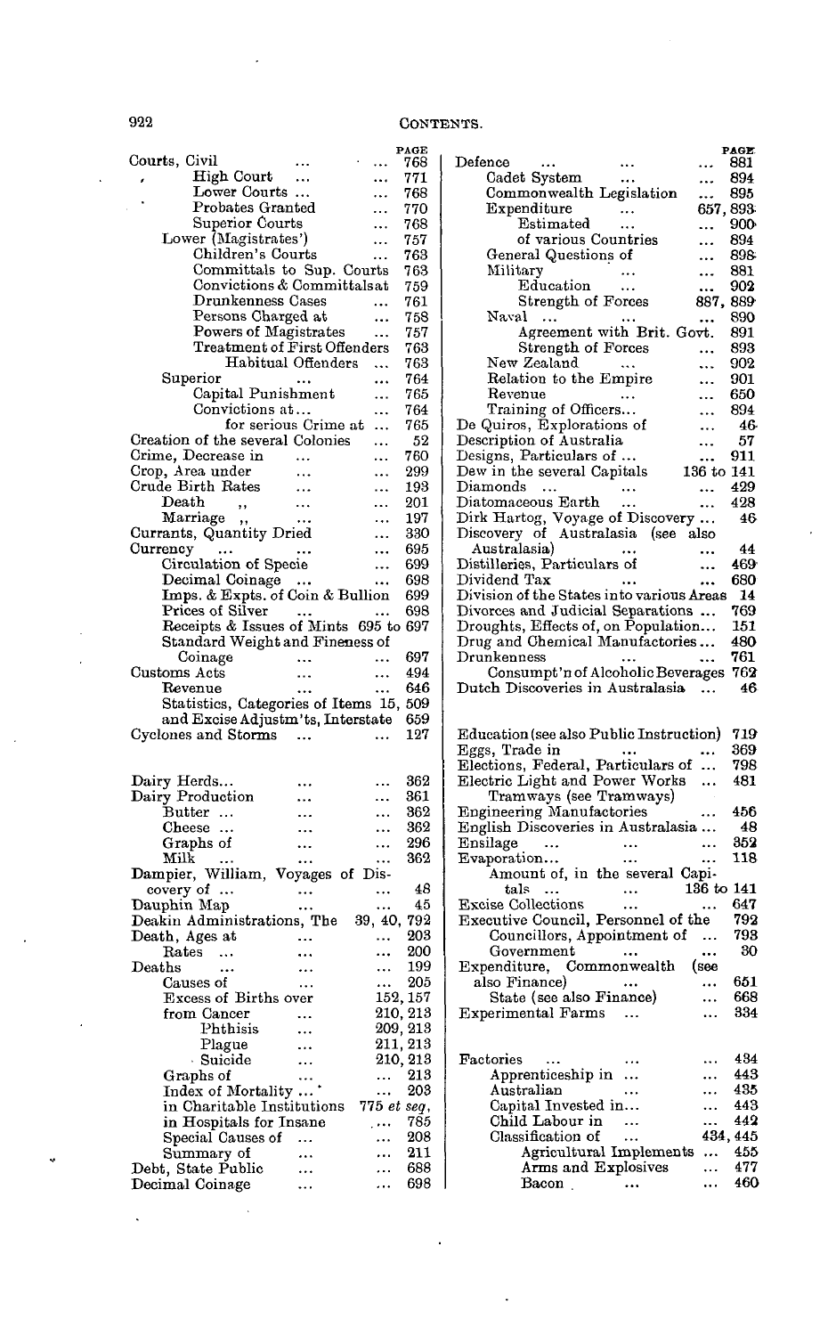CONTENTS.

| | PAGE |
|---|---|
| Courts, Civil ... ... | 768 |
| High Court ... ... | 771 |
| Lower Courts ... ... | 768 |
| Probates Granted ... | 770 |
| Superior Courts ... | 768 |
| Lower (Magistrates') ... | 757 |
| Children's Courts ... | 763 |
| Committals to Sup. Courts | 763 |
| Convictions & Committals at | 759 |
| Drunkenness Cases ... | 761 |
| Persons Charged at ... | 758 |
| Powers of Magistrates ... | 757 |
| Treatment of First Offenders | 763 |
| Habitual Offenders ... | 763 |
| Superior ... ... | 764 |
| Capital Punishment ... | 765 |
| Convictions at... ... | 764 |
| for serious Crime at ... | 765 |
| Creation of the several Colonies ... | 52 |
| Crime, Decrease in ... ... | 760 |
| Crop, Area under ... ... | 299 |
| Crude Birth Rates ... ... | 193 |
| Death ,, ... ... | 201 |
| Marriage ,, ... ... | 197 |
| Currants, Quantity Dried ... | 330 |
| Currency ... ... ... | 695 |
| Circulation of Specie ... | 699 |
| Decimal Coinage ... ... | 698 |
| Imps. & Expts. of Coin & Bullion | 699 |
| Prices of Silver ... ... | 698 |
| Receipts & Issues of Mints | 695 to 697 |
| Standard Weight and Fineness of Coinage ... ... | 697 |
| Customs Acts ... ... | 494 |
| Revenue ... ... | 646 |
| Statistics, Categories of Items | 15, 509 |
| and Excise Adjustm'ts, Interstate | 659 |
| Cyclones and Storms ... ... | 127 |
| | |
| Dairy Herds... ... ... | 362 |
| Dairy Production ... ... | 361 |
| Butter ... ... ... | 362 |
| Cheese ... ... ... | 362 |
| Graphs of ... ... | 296 |
| Milk ... ... ... | 362 |
| Dampier, William, Voyages of Discovery of ... ... | 48 |
| Dauphin Map ... ... | 45 |
| Deakin Administrations, The | 39, 40, 792 |
| Death, Ages at ... ... | 203 |
| Rates ... ... ... | 200 |
| Deaths ... ... ... | 199 |
| Causes of ... ... | 205 |
| Excess of Births over | 152, 157 |
| from Cancer ... | 210, 213 |
| Phthisis ... | 209, 213 |
| Plague ... | 211, 213 |
| Suicide ... | 210, 213 |
| Graphs of ... ... | 213 |
| Index of Mortality ... | 203 |
| in Charitable Institutions | 775 *et seq.* |
| in Hospitals for Insane ... | 785 |
| Special Causes of ... ... | 208 |
| Summary of ... ... | 211 |
| Debt, State Public ... ... | 688 |
| Decimal Coinage ... ... | 698 |

| | PAGE |
|---|---|
| Defence ... ... ... | 881 |
| Cadet System ... ... | 894 |
| Commonwealth Legislation ... | 895 |
| Expenditure ... | 657, 893 |
| Estimated ... ... | 900 |
| of various Countries ... | 894 |
| General Questions of ... | 898 |
| Military ... ... | 881 |
| Education ... ... | 902 |
| Strength of Forces | 887, 889 |
| Naval ... ... ... | 890 |
| Agreement with Brit. Govt. | 891 |
| Strength of Forces ... | 893 |
| New Zealand ... ... | 902 |
| Relation to the Empire ... | 901 |
| Revenue ... ... | 650 |
| Training of Officers... ... | 894 |
| De Quiros, Explorations of ... | 46 |
| Description of Australia ... | 57 |
| Designs, Particulars of ... ... | 911 |
| Dew in the several Capitals | 136 to 141 |
| Diamonds ... ... ... | 429 |
| Diatomaceous Earth ... ... | 428 |
| Dirk Hartog, Voyage of Discovery ... | 46 |
| Discovery of Australasia (see also Australasia) ... ... | 44 |
| Distilleries, Particulars of ... | 469 |
| Dividend Tax ... ... | 680 |
| Division of the States into various Areas | 14 |
| Divorces and Judicial Separations ... | 769 |
| Droughts, Effects of, on Population... | 151 |
| Drug and Chemical Manufactories... | 480 |
| Drunkenness ... ... | 761 |
| Consumpt'n of Alcoholic Beverages | 762 |
| Dutch Discoveries in Australasia ... | 46 |
| | |
| Education (see also Public Instruction) | 719 |
| Eggs, Trade in ... ... | 369 |
| Elections, Federal, Particulars of ... | 798 |
| Electric Light and Power Works ... | 481 |
| Tramways (see Tramways) | |
| Engineering Manufactories ... | 456 |
| English Discoveries in Australasia ... | 48 |
| Ensilage ... ... ... | 352 |
| Evaporation... ... ... | 118 |
| Amount of, in the several Capitals ... ... | 136 to 141 |
| Excise Collections ... ... | 647 |
| Executive Council, Personnel of the | 792 |
| Councillors, Appointment of ... | 793 |
| Government ... ... | 30 |
| Expenditure, Commonwealth (see also Finance) ... ... | 651 |
| State (see also Finance) ... | 668 |
| Experimental Farms ... ... | 334 |
| | |
| Factories ... ... ... | 434 |
| Apprenticeship in ... ... | 443 |
| Australian ... ... | 435 |
| Capital Invested in... ... | 443 |
| Child Labour in ... ... | 442 |
| Classification of ... | 434, 445 |
| Agricultural Implements ... | 455 |
| Arms and Explosives ... | 477 |
| Bacon ... ... | 460 |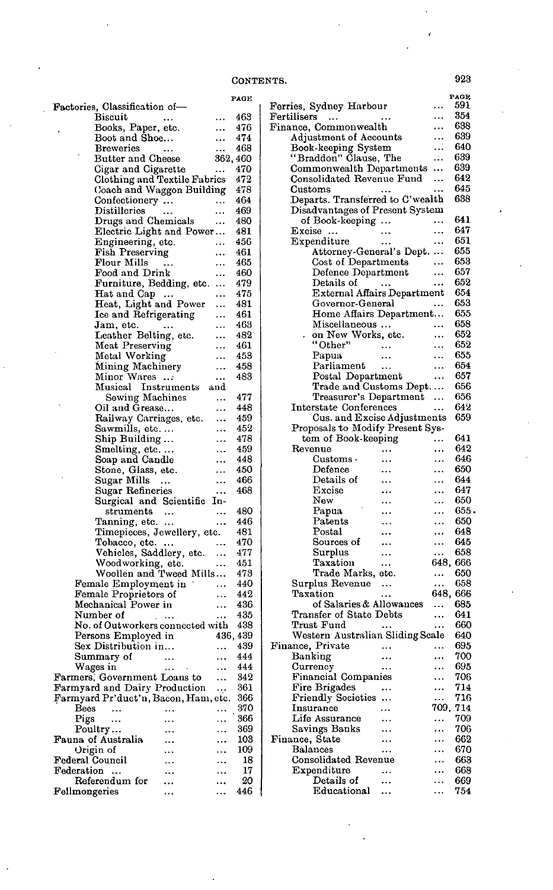## CONTENTS.

| | PAGE |
|---|---|
| Factories, Classification of— | |
| Biscuit | 463 |
| Books, Paper, etc. | 476 |
| Boot and Shoe... | 474 |
| Breweries | 468 |
| Butter and Cheese | 362, 460 |
| Cigar and Cigarette | 470 |
| Clothing and Textile Fabrics | 472 |
| Coach and Waggon Building | 478 |
| Confectionery ... | 464 |
| Distilleries | 469 |
| Drugs and Chemicals | 480 |
| Electric Light and Power... | 481 |
| Engineering, etc. | 456 |
| Fish Preserving | 461 |
| Flour Mills | 465 |
| Food and Drink | 460 |
| Furniture, Bedding, etc. | 479 |
| Hat and Cap | 475 |
| Heat, Light and Power | 481 |
| Ice and Refrigerating | 461 |
| Jam, etc. | 463 |
| Leather Belting, etc. | 482 |
| Meat Preserving | 461 |
| Metal Working | 453 |
| Mining Machinery | 458 |
| Minor Wares | 483 |
| Musical Instruments and Sewing Machines | 477 |
| Oil and Grease... | 448 |
| Railway Carriages, etc. | 459 |
| Sawmills, etc. ... | 452 |
| Ship Building ... | 478 |
| Smelting, etc. ... | 459 |
| Soap and Candle | 448 |
| Stone, Glass, etc. | 450 |
| Sugar Mills | 466 |
| Sugar Refineries | 468 |
| Surgical and Scientific Instruments | 480 |
| Tanning, etc. ... | 446 |
| Timepieces, Jewellery, etc. | 481 |
| Tobacco, etc. ... | 470 |
| Vehicles, Saddlery, etc. | 477 |
| Woodworking, etc. | 451 |
| Woollen and Tweed Mills... | 473 |
| Female Employment in | 440 |
| Female Proprietors of | 442 |
| Mechanical Power in | 436 |
| Number of | 435 |
| No. of Outworkers connected with | 438 |
| Persons Employed in | 436, 439 |
| Sex Distribution in... | 439 |
| Summary of | 444 |
| Wages in | 444 |
| Farmers, Government Loans to | 342 |
| Farmyard and Dairy Production | 361 |
| Farmyard Pr'duct'n, Bacon, Ham, etc. | 366 |
| Bees | 370 |
| Pigs | 366 |
| Poultry... | 369 |
| Fauna of Australia | 103 |
| Origin of | 109 |
| Federal Council | 18 |
| Federation ... | 17 |
| Referendum for | 20 |
| Fellmongeries | 446 |
| Ferries, Sydney Harbour | 591 |
| Fertilisers | 354 |
| Finance, Commonwealth | 638 |
| Adjustment of Accounts | 639 |
| Book-keeping System | 640 |
| "Braddon" Clause, The | 639 |
| Commonwealth Departments | 639 |
| Consolidated Revenue Fund | 642 |
| Customs | 645 |
| Departs. Transferred to C'wealth | 638 |
| Disadvantages of Present System of Book-keeping ... | 641 |
| Excise ... | 647 |
| Expenditure | 651 |
| Attorney-General's Dept. | 655 |
| Cost of Departments | 653 |
| Defence Department | 657 |
| Details of | 652 |
| External Affairs Department | 654 |
| Governor-General | 653 |
| Home Affairs Department... | 655 |
| Miscellaneous ... | 658 |
| on New Works, etc. | 652 |
| "Other" | 652 |
| Papua | 655 |
| Parliament | 654 |
| Postal Department | 657 |
| Trade and Customs Dept. | 656 |
| Treasurer's Department | 656 |
| Interstate Conferences | 642 |
| Cus. and Excise Adjustments | 659 |
| Proposals to Modify Present System of Book-keeping | 641 |
| Revenue | 642 |
| Customs | 646 |
| Defence | 650 |
| Details of | 644 |
| Excise | 647 |
| New | 650 |
| Papua | 655 |
| Patents | 650 |
| Postal | 648 |
| Sources of | 645 |
| Surplus | 658 |
| Taxation | 648, 666 |
| Trade Marks, etc. | 650 |
| Surplus Revenue | 658 |
| Taxation | 648, 666 |
| of Salaries & Allowances | 685 |
| Transfer of State Debts | 641 |
| Trust Fund | 660 |
| Western Australian Sliding Scale | 640 |
| Finance, Private | 695 |
| Banking | 700 |
| Currency | 695 |
| Financial Companies | 706 |
| Fire Brigades | 714 |
| Friendly Societies ... | 716 |
| Insurance | 709, 714 |
| Life Assurance | 709 |
| Savings Banks | 706 |
| Finance, State | 662 |
| Balances | 670 |
| Consolidated Revenue | 663 |
| Expenditure | 668 |
| Details of | 669 |
| Educational | 754 |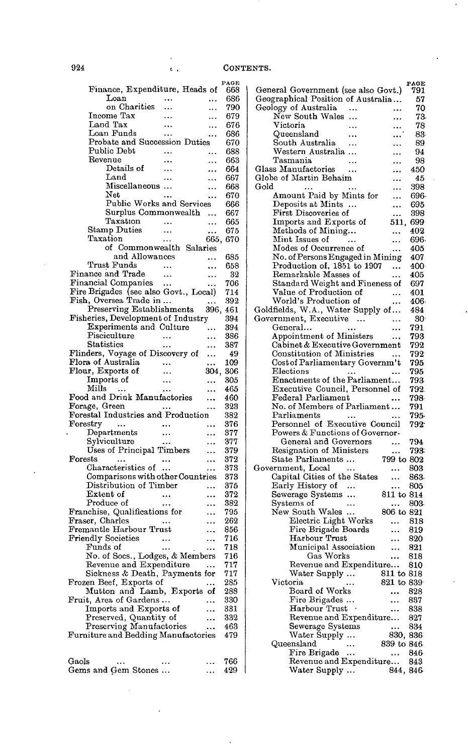CONTENTS.

| | PAGE |
|---|---|
| Finance, Expenditure, Heads of | 668 |
| Loan | 686 |
| on Charities | 790 |
| Income Tax | 679 |
| Land Tax | 676 |
| Loan Funds | 686 |
| Probate and Succession Duties | 670 |
| Public Debt | 688 |
| Revenue | 663 |
| Details of | 664 |
| Land | 667 |
| Miscellaneous | 668 |
| Net | 670 |
| Public Works and Services | 666 |
| Surplus Commonwealth | 667 |
| Taxation | 665 |
| Stamp Duties | 675 |
| Taxation | 665, 670 |
| of Commonwealth Salaries and Allowances | 685 |
| Trust Funds | 658 |
| Finance and Trade | 32 |
| Financial Companies | 706 |
| Fire Brigades (see also Govt., Local) | 714 |
| Fish, Oversea Trade in | 392 |
| Preserving Establishments | 396, 461 |
| Fisheries, Development of Industry | 394 |
| Experiments and Culture | 394 |
| Pisciculture | 386 |
| Statistics | 387 |
| Flinders, Voyage of Discovery of | 49 |
| Flora of Australia | 109 |
| Flour, Exports of | 304, 306 |
| Imports of | 305 |
| Mills | 465 |
| Food and Drink Manufactories | 460 |
| Forage, Green | 323 |
| Forestal Industries and Production | 382 |
| Forestry | 376 |
| Departments | 377 |
| Sylviculture | 377 |
| Uses of Principal Timbers | 379 |
| Forests | 372 |
| Characteristics of | 373 |
| Comparisons with other Countries | 373 |
| Distribution of Timber | 375 |
| Extent of | 372 |
| Produce of | 382 |
| Franchise, Qualifications for | 795 |
| Fraser, Charles | 262 |
| Fremantle Harbour Trust | 856 |
| Friendly Societies | 716 |
| Funds of | 718 |
| No. of Socs., Lodges, & Members | 716 |
| Revenue and Expenditure | 717 |
| Sickness & Death, Payments for | 717 |
| Frozen Beef, Exports of | 285 |
| Mutton and Lamb, Exports of | 288 |
| Fruit, Area of Gardens | 330 |
| Imports and Exports of | 331 |
| Preserved, Quantity of | 332 |
| Preserving Manufactories | 463 |
| Furniture and Bedding Manufactories | 479 |
| | |
| Gaols | 766 |
| Gems and Gem Stones | 429 |
| General Government (see also Govt.) | 791 |
| Geographical Position of Australia | 57 |
| Geology of Australia | 70 |
| New South Wales | 73 |
| Victoria | 78 |
| Queensland | 83 |
| South Australia | 89 |
| Western Australia | 94 |
| Tasmania | 98 |
| Glass Manufactories | 450 |
| Globe of Martin Behaim | 45 |
| Gold | 398 |
| Amount Paid by Mints for | 696 |
| Deposits at Mints | 695 |
| First Discoveries of | 398 |
| Imports and Exports of | 511, 699 |
| Methods of Mining | 402 |
| Mint Issues of | 696 |
| Modes of Occurrence of | 405 |
| No. of Persons Engaged in Mining | 407 |
| Production of, 1851 to 1907 | 400 |
| Remarkable Masses of | 405 |
| Standard Weight and Fineness of | 697 |
| Value of Production of | 401 |
| World's Production of | 406 |
| Goldfields, W.A., Water Supply of | 484 |
| Government, Executive | 30 |
| General | 791 |
| Appointment of Ministers | 793 |
| Cabinet & Executive Government | 792 |
| Constitution of Ministries | 792 |
| Cost of Parliamentary Governm't | 795 |
| Elections | 795 |
| Enactments of the Parliament | 793 |
| Executive Council, Personnel of | 792 |
| Federal Parliament | 793 |
| No. of Members of Parliament | 791 |
| Parliaments | 795 |
| Personnel of Executive Council | 792 |
| Powers & Functions of Governor-General and Governors | 794 |
| Resignation of Ministers | 793 |
| State Parliaments | 799 to 802 |
| Government, Local | 803 |
| Capital Cities of the States | 863 |
| Early History of | 805 |
| Sewerage Systems | 811 to 814 |
| Systems of | 803 |
| New South Wales | 806 to 821 |
| Electric Light Works | 818 |
| Fire Brigade Boards | 819 |
| Harbour Trust | 820 |
| Municipal Association | 821 |
| Gas Works | 818 |
| Revenue and Expenditure | 810 |
| Water Supply | 811 to 818 |
| Victoria | 821 to 839 |
| Board of Works | 828 |
| Fire Brigades | 837 |
| Harbour Trust | 838 |
| Revenue and Expenditure | 827 |
| Sewerage Systems | 834 |
| Water Supply | 830, 836 |
| Queensland | 839 to 846 |
| Fire Brigade | 846 |
| Revenue and Expenditure | 843 |
| Water Supply | 844, 846 |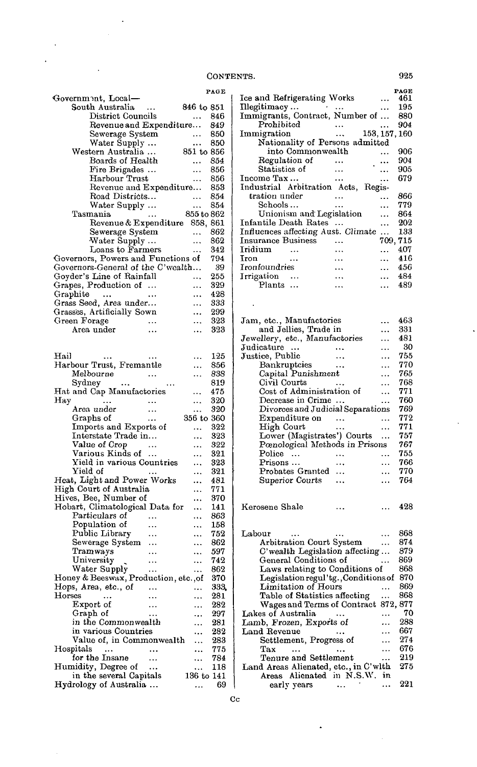CONTENTS.

| | PAGE |
|---|---|
| Government, Local— | |
| South Australia ... | 846 to 851 |
| District Councils ... | 846 |
| Revenue and Expenditure... | 849 |
| Sewerage System ... | 850 |
| Water Supply ... ... | 850 |
| Western Australia ... | 851 to 856 |
| Boards of Health ... | 854 |
| Fire Brigades ... ... | 856 |
| Harbour Trust ... | 856 |
| Revenue and Expenditure... | 853 |
| Road Districts... ... | 854 |
| Water Supply ... ... | 854 |
| Tasmania ... | 855 to 862 |
| Revenue & Expenditure | 858, 861 |
| Sewerage System ... | 862 |
| Water Supply ... ... | 862 |
| Loans to Farmers ... | 342 |
| Governors, Powers and Functions of | 794 |
| Governors-General of the C'wealth... | 39 |
| Goyder's Line of Rainfall ... | 255 |
| Grapes, Production of ... ... | 329 |
| Graphite ... ... ... | 428 |
| Grass Seed, Area under... ... | 333 |
| Grasses, Artificially Sown ... | 299 |
| Green Forage ... ... | 323 |
| Area under ... ... | 323 |
| | |
| Hail ... ... ... | 125 |
| Harbour Trust, Fremantle ... | 856 |
| Melbourne ... ... | 838 |
| Sydney ... ... | 819 |
| Hat and Cap Manufactories ... | 475 |
| Hay ... ... ... | 320 |
| Area under ... ... | 320 |
| Graphs of ... | 356 to 360 |
| Imports and Exports of ... | 322 |
| Interstate Trade in... ... | 323 |
| Value of Crop ... ... | 322 |
| Various Kinds of ... ... | 321 |
| Yield in various Countries ... | 323 |
| Yield of ... ... | 321 |
| Heat, Light and Power Works ... | 481 |
| High Court of Australia ... | 771 |
| Hives, Bee, Number of ... | 370 |
| Hobart, Climatological Data for ... | 141 |
| Particulars of ... ... | 863 |
| Population of ... ... | 158 |
| Public Library ... ... | 752 |
| Sewerage System ... ... | 862 |
| Tramways ... ... | 597 |
| University ... ... | 742 |
| Water Supply ... ... | 862 |
| Honey & Beeswax, Production, etc.,of | 370 |
| Hops, Area, etc., of ... ... | 333 |
| Horses ... ... ... | 281 |
| Export of ... ... | 282 |
| Graph of ... ... | 297 |
| in the Commonwealth ... | 281 |
| in various Countries ... | 282 |
| Value of, in Commonwealth ... | 283 |
| Hospitals ... ... ... | 775 |
| for the Insane ... ... | 784 |
| Humidity, Degree of ... ... | 118 |
| in the several Capitals | 136 to 141 |
| Hydrology of Australia ... ... | 69 |

| | PAGE |
|---|---|
| Ice and Refrigerating Works ... | 461 |
| Illegitimacy ... ... ... | 195 |
| Immigrants, Contract, Number of ... | 880 |
| Prohibited ... ... | 904 |
| Immigration ... | 153, 157, 160 |
| Nationality of Persons admitted into Commonwealth ... | 906 |
| Regulation of ... ... | 904 |
| Statistics of ... ... | 905 |
| Income Tax ... ... ... | 679 |
| Industrial Arbitration Acts, Registration under ... ... | 866 |
| Schools ... ... ... | 779 |
| Unionism and Legislation ... | 864 |
| Infantile Death Rates ... ... | 202 |
| Influences affecting Aust. Climate ... | 133 |
| Insurance Business ... | 709, 715 |
| Iridium ... ... ... | 407 |
| Iron ... ... ... | 416 |
| Ironfoundries ... ... | 456 |
| Irrigation ... ... ... | 484 |
| Plants ... ... ... | 489 |
| | |
| Jam, etc., Manufactories ... | 463 |
| and Jellies, Trade in ... | 331 |
| Jewellery, etc., Manufactories ... | 481 |
| Judicature ... ... ... | 30 |
| Justice, Public ... ... | 755 |
| Bankruptcies ... ... | 770 |
| Capital Punishment ... | 765 |
| Civil Courts ... ... | 768 |
| Cost of Administration of ... | 771 |
| Decrease in Crime ... ... | 760 |
| Divorces and Judicial Separations | 769 |
| Expenditure on ... ... | 772 |
| High Court ... ... | 771 |
| Lower (Magistrates') Courts ... | 757 |
| Pœnological Methods in Prisons | 767 |
| Police ... ... ... | 755 |
| Prisons ... ... ... | 766 |
| Probates Granted ... ... | 770 |
| Superior Courts ... ... | 764 |
| | |
| Kerosene Shale ... ... | 428 |
| | |
| Labour ... ... ... | 868 |
| Arbitration Court System ... | 874 |
| C'wealth Legislation affecting ... | 879 |
| General Conditions of ... | 869 |
| Laws relating to Conditions of | 868 |
| Legislation regul'tg., Conditions of | 870 |
| Limitation of Hours ... | 869 |
| Table of Statistics affecting ... | 868 |
| Wages and Terms of Contract | 872, 877 |
| Lakes of Australia ... ... | 70 |
| Lamb, Frozen, Exports of ... | 288 |
| Land Revenue ... ... | 667 |
| Settlement, Progress of ... | 274 |
| Tax ... ... ... | 676 |
| Tenure and Settlement ... | 219 |
| Land Areas Alienated, etc., in C'wlth | 275 |
| Areas Alienated in N.S.W. in early years ... ... | 221 |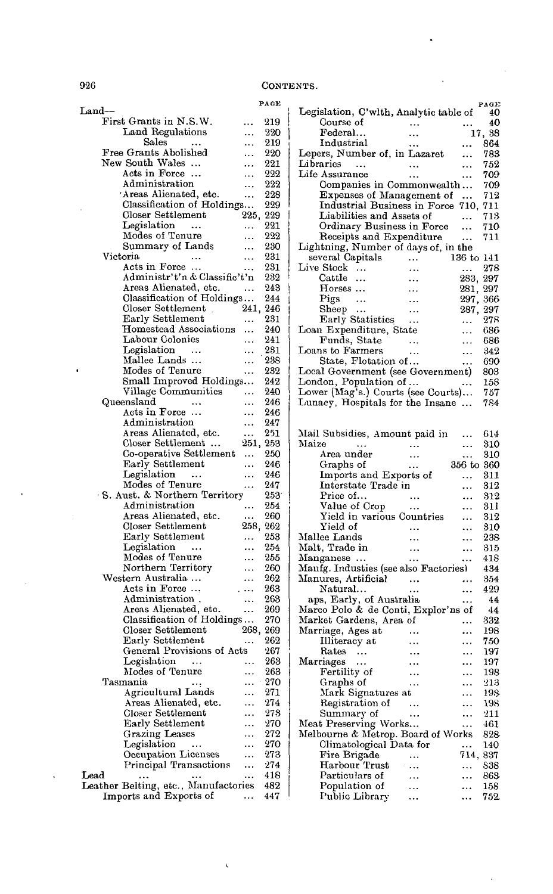## CONTENTS.

| | PAGE |
|---|---|
| Land— | |
| First Grants in N.S.W. ... | 219 |
| Land Regulations ... | 220 |
| Sales ... ... | 219 |
| Free Grants Abolished ... | 220 |
| New South Wales ... ... | 221 |
| Acts in Force ... ... | 222 |
| Administration ... | 222 |
| Areas Alienated, etc. ... | 228 |
| Classification of Holdings... | 229 |
| Closer Settlement | 225, 229 |
| Legislation ... ... | 221 |
| Modes of Tenure ... | 222 |
| Summary of Lands ... | 230 |
| Victoria ... ... | 231 |
| Acts in Force ... ... | 231 |
| Administr't'n & Classific't'n | 232 |
| Areas Alienated, etc. ... | 243 |
| Classification of Holdings... | 244 |
| Closer Settlement | 241, 246 |
| Early Settlement ... | 231 |
| Homestead Associations ... | 240 |
| Labour Colonies ... | 241 |
| Legislation ... ... | 231 |
| Mallee Lands ... ... | 238 |
| Modes of Tenure ... | 232 |
| Small Improved Holdings... | 242 |
| Village Communities ... | 240 |
| Queensland ... ... | 246 |
| Acts in Force ... ... | 246 |
| Administration | 247 |
| Areas Alienated, etc. ... | 251 |
| Closer Settlement ... | 251, 253 |
| Co-operative Settlement ... | 250 |
| Early Settlement ... | 246 |
| Legislation ... ... | 246 |
| Modes of Tenure ... | 247 |
| S. Aust. & Northern Territory | 253 |
| Administration ... | 254 |
| Areas Alienated, etc. ... | 260 |
| Closer Settlement | 258, 262 |
| Early Settlement ... | 253 |
| Legislation ... ... | 254 |
| Modes of Tenure ... | 255 |
| Northern Territory ... | 260 |
| Western Australia ... ... | 262 |
| Acts in Force ... ... | 263 |
| Administration . ... | 263 |
| Areas Alienated, etc. ... | 269 |
| Classification of Holdings... | 270 |
| Closer Settlement | 268, 269 |
| Early Settlement ... | 262 |
| General Provisions of Acts | 267 |
| Legislation ... ... | 263 |
| Modes of Tenure ... | 263 |
| Tasmania ... ... | 270 |
| Agricultural Lands ... | 271 |
| Areas Alienated, etc. ... | 274 |
| Closer Settlement ... | 273 |
| Early Settlement ... | 270 |
| Grazing Leases ... | 272 |
| Legislation ... ... | 270 |
| Occupation Licenses ... | 273 |
| Principal Transactions ... | 274 |
| Lead ... ... ... | 418 |
| Leather Belting, etc., Manufactories | 482 |
| Imports and Exports of ... | 447 |

| | PAGE |
|---|---|
| Legislation, C'wlth, Analytic table of | 40 |
| Course of ... ... | 40 |
| Federal... ... | 17, 38 |
| Industrial ... ... | 864 |
| Lepers, Number of, in Lazaret ... | 783 |
| Libraries ... ... ... | 752 |
| Life Assurance ... ... | 709 |
| Companies in Commonwealth... | 709 |
| Expenses of Management of ... | 712 |
| Industrial Business in Force | 710, 711 |
| Liabilities and Assets of ... | 713 |
| Ordinary Business in Force ... | 710 |
| Receipts and Expenditure ... | 711 |
| Lightning, Number of days of, in the several Capitals ... | 136 to 141 |
| Live Stock ... ... ... | 278 |
| Cattle ... ... | 283, 297 |
| Horses ... ... | 281, 297 |
| Pigs ... ... | 297, 366 |
| Sheep ... ... | 287, 297 |
| Early Statistics ... ... | 278 |
| Loan Expenditure, State ... | 686 |
| Funds, State ... ... | 686 |
| Loans to Farmers ... ... | 342 |
| State, Flotation of... ... | 690 |
| Local Government (see Government) | 803 |
| London, Population of ... ... | 158 |
| Lower (Mag's.) Courts (see Courts)... | 757 |
| Lunacy, Hospitals for the Insane ... | 784 |
| | |
| Mail Subsidies, Amount paid in ... | 614 |
| Maize ... ... ... | 310 |
| Area under ... ... | 310 |
| Graphs of ... | 356 to 360 |
| Imports and Exports of ... | 311 |
| Interstate Trade in ... | 312 |
| Price of... ... ... | 312 |
| Value of Crop ... ... | 311 |
| Yield in various Countries ... | 312 |
| Yield of ... ... | 310 |
| Mallee Lands ... ... | 238 |
| Malt, Trade in ... ... | 315 |
| Manganese ... ... ... | 418 |
| Manfg. Industies (see also Factories) | 434 |
| Manures, Artificial ... ... | 354 |
| Natural... ... ... | 429 |
| aps, Early, of Australia ... | 44 |
| Marco Polo & de Conti, Explor'ns of | 44 |
| Market Gardens, Area of ... | 332 |
| Marriage, Ages at ... ... | 198 |
| Illiteracy at ... ... | 750 |
| Rates ... ... ... | 197 |
| Marriages ... ... ... | 197 |
| Fertility of ... ... | 198 |
| Graphs of ... ... | 213 |
| Mark Signatures at ... | 198 |
| Registration of ... ... | 198 |
| Summary of ... ... | 211 |
| Meat Preserving Works... ... | 461 |
| Melbourne & Metrop. Board of Works | 828 |
| Climatological Data for ... | 140 |
| Fire Brigade ... | 714, 837 |
| Harbour Trust ... ... | 838 |
| Particulars of ... ... | 863 |
| Population of ... ... | 158 |
| Public Library ... ... | 752 |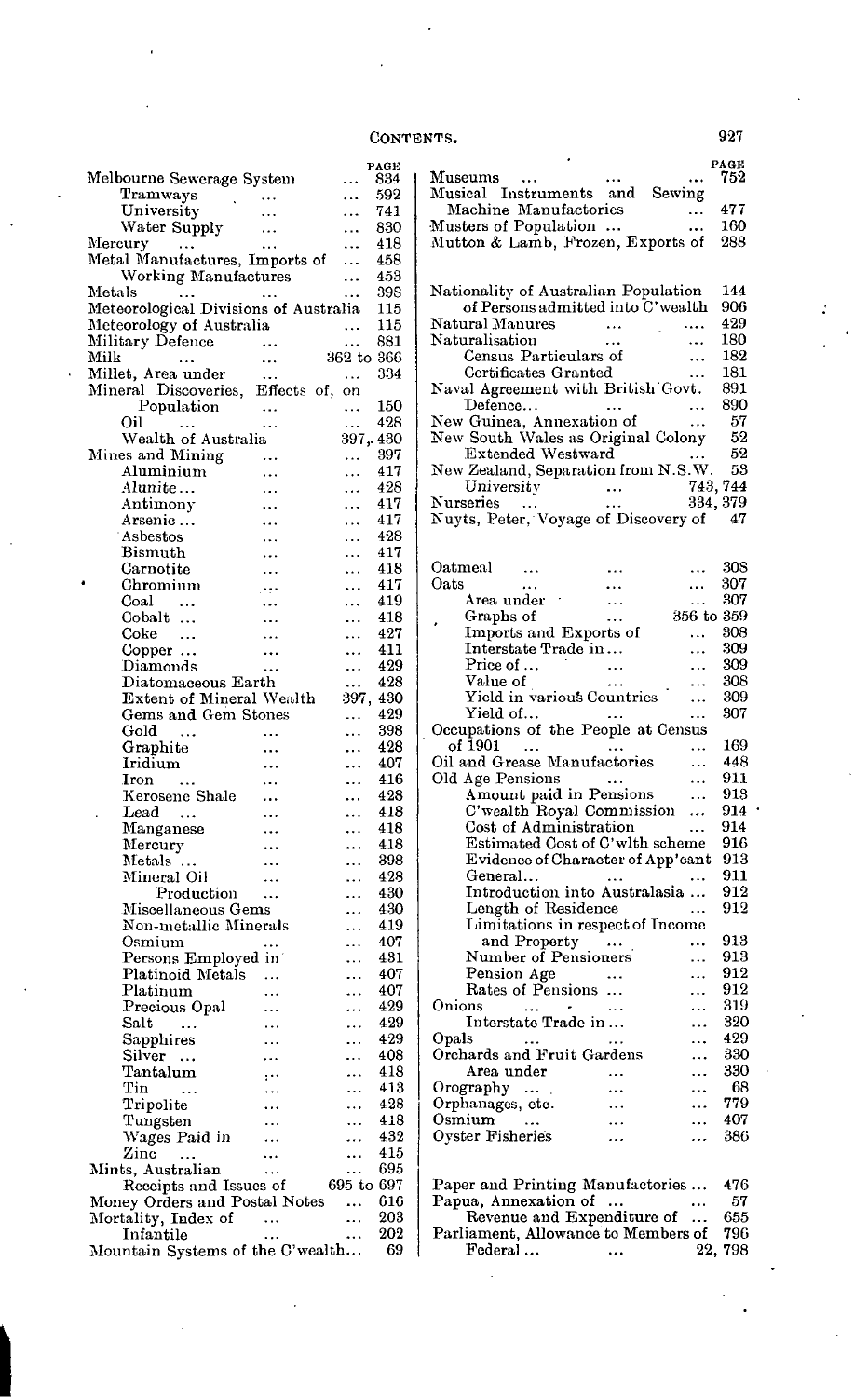| | PAGE |
|---|---|
| Melbourne Sewerage System | 834 |
| Tramways | 592 |
| University | 741 |
| Water Supply | 830 |
| Mercury | 418 |
| Metal Manufactures, Imports of | 458 |
| Working Manufactures | 453 |
| Metals | 398 |
| Meteorological Divisions of Australia | 115 |
| Meteorology of Australia | 115 |
| Military Defence | 881 |
| Milk | 362 to 366 |
| Millet, Area under | 334 |
| Mineral Discoveries, Effects of, on Population | 150 |
| Oil | 428 |
| Wealth of Australia | 397, 430 |
| Mines and Mining | 397 |
| Aluminium | 417 |
| Alunite... | 428 |
| Antimony | 417 |
| Arsenic... | 417 |
| Asbestos | 428 |
| Bismuth | 417 |
| Carnotite | 418 |
| Chromium | 417 |
| Coal | 419 |
| Cobalt | 418 |
| Coke | 427 |
| Copper... | 411 |
| Diamonds | 429 |
| Diatomaceous Earth | 428 |
| Extent of Mineral Wealth | 397, 430 |
| Gems and Gem Stones | 429 |
| Gold | 398 |
| Graphite | 428 |
| Iridium | 407 |
| Iron | 416 |
| Kerosene Shale | 428 |
| Lead | 418 |
| Manganese | 418 |
| Mercury | 418 |
| Metals... | 398 |
| Mineral Oil | 428 |
| Production | 430 |
| Miscellaneous Gems | 430 |
| Non-metallic Minerals | 419 |
| Osmium | 407 |
| Persons Employed in | 431 |
| Platinoid Metals | 407 |
| Platinum | 407 |
| Precious Opal | 429 |
| Salt | 429 |
| Sapphires | 429 |
| Silver... | 408 |
| Tantalum | 418 |
| Tin | 413 |
| Tripolite | 428 |
| Tungsten | 418 |
| Wages Paid in | 432 |
| Zinc | 415 |
| Mints, Australian | 695 |
| Receipts and Issues of | 695 to 697 |
| Money Orders and Postal Notes | 616 |
| Mortality, Index of | 203 |
| Infantile | 202 |
| Mountain Systems of the C'wealth... | 69 |
| Museums | 752 |
| Musical Instruments and Sewing Machine Manufactories | 477 |
| Musters of Population ... | 160 |
| Mutton & Lamb, Frozen, Exports of | 288 |
| Nationality of Australian Population | 144 |
| of Persons admitted into C'wealth | 906 |
| Natural Manures | 429 |
| Naturalisation | 180 |
| Census Particulars of | 182 |
| Certificates Granted | 181 |
| Naval Agreement with British Govt. | 891 |
| Defence... | 890 |
| New Guinea, Annexation of | 57 |
| New South Wales as Original Colony | 52 |
| Extended Westward | 52 |
| New Zealand, Separation from N.S.W. | 53 |
| University | 743, 744 |
| Nurseries | 334, 379 |
| Nuyts, Peter, Voyage of Discovery of | 47 |
| Oatmeal | 308 |
| Oats | 307 |
| Area under | 307 |
| Graphs of | 356 to 359 |
| Imports and Exports of | 308 |
| Interstate Trade in... | 309 |
| Price of... | 309 |
| Value of | 308 |
| Yield in various Countries | 309 |
| Yield of... | 307 |
| Occupations of the People at Census of 1901 | 169 |
| Oil and Grease Manufactories | 448 |
| Old Age Pensions | 911 |
| Amount paid in Pensions | 913 |
| C'wealth Royal Commission | 914 |
| Cost of Administration | 914 |
| Estimated Cost of C'wlth scheme | 916 |
| Evidence of Character of App'cant | 913 |
| General... | 911 |
| Introduction into Australasia ... | 912 |
| Length of Residence | 912 |
| Limitations in respect of Income and Property | 913 |
| Number of Pensioners | 913 |
| Pension Age | 912 |
| Rates of Pensions ... | 912 |
| Onions | 319 |
| Interstate Trade in... | 320 |
| Opals | 429 |
| Orchards and Fruit Gardens | 330 |
| Area under | 330 |
| Orography ... | 68 |
| Orphanages, etc. | 779 |
| Osmium | 407 |
| Oyster Fisheries | 386 |
| Paper and Printing Manufactories ... | 476 |
| Papua, Annexation of ... | 57 |
| Revenue and Expenditure of ... | 655 |
| Parliament, Allowance to Members of | 796 |
| Federal... | 22, 798 |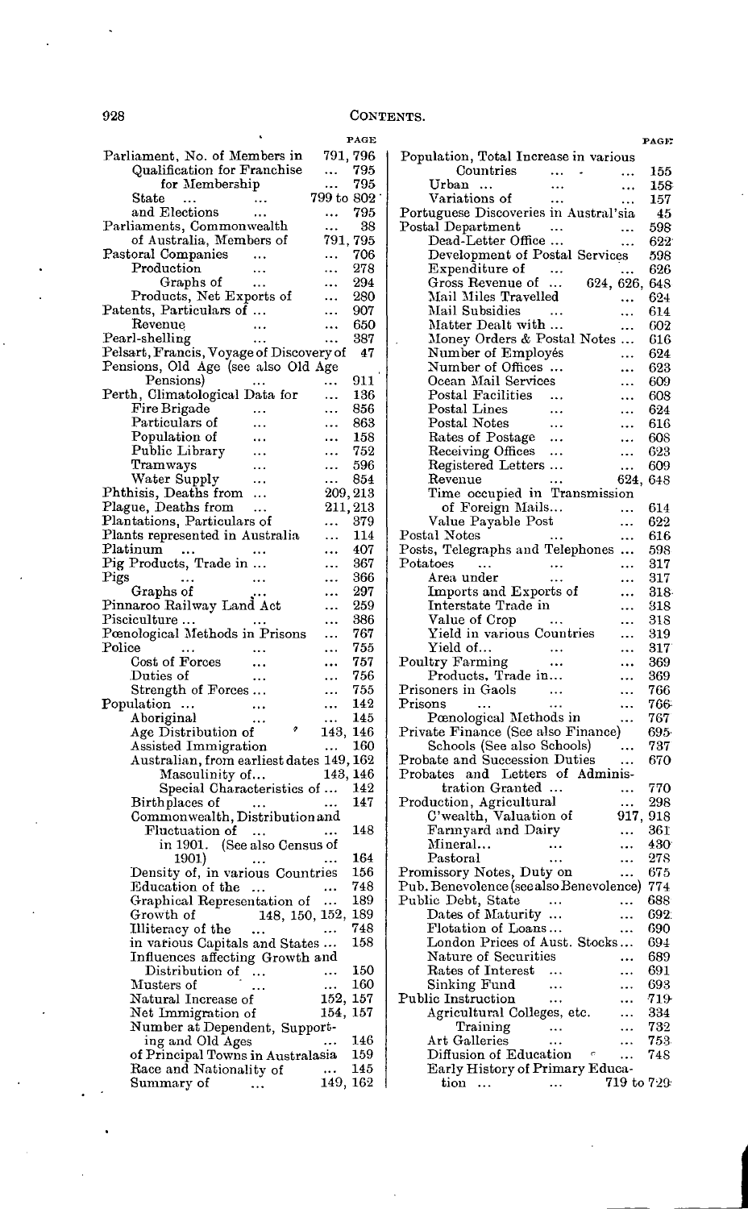## CONTENTS.

| | PAGE |
|---|---|
| Parliament, No. of Members in | 791, 796 |
| Qualification for Franchise | 795 |
| for Membership | 795 |
| State | 799 to 802 |
| and Elections | 795 |
| Parliaments, Commonwealth | 38 |
| of Australia, Members of | 791, 795 |
| Pastoral Companies | 706 |
| Production | 278 |
| Graphs of | 294 |
| Products, Net Exports of | 280 |
| Patents, Particulars of | 907 |
| Revenue | 650 |
| Pearl-shelling | 387 |
| Pelsart, Francis, Voyage of Discovery of | 47 |
| Pensions, Old Age (see also Old Age Pensions) | 911 |
| Perth, Climatological Data for | 136 |
| Fire Brigade | 856 |
| Particulars of | 863 |
| Population of | 158 |
| Public Library | 752 |
| Tramways | 596 |
| Water Supply | 854 |
| Phthisis, Deaths from | 209, 213 |
| Plague, Deaths from | 211, 213 |
| Plantations, Particulars of | 379 |
| Plants represented in Australia | 114 |
| Platinum | 407 |
| Pig Products, Trade in | 367 |
| Pigs | 366 |
| Graphs of | 297 |
| Pinnaroo Railway Land Act | 259 |
| Pisciculture | 386 |
| Pœnological Methods in Prisons | 767 |
| Police | 755 |
| Cost of Forces | 757 |
| Duties of | 756 |
| Strength of Forces | 755 |
| Population | 142 |
| Aboriginal | 145 |
| Age Distribution of | 143, 146 |
| Assisted Immigration | 160 |
| Australian, from earliest dates | 149, 162 |
| Masculinity of | 143, 146 |
| Special Characteristics of | 142 |
| Birthplaces of | 147 |
| Commonwealth, Distribution and Fluctuation of | 148 |
| in 1901. (See also Census of 1901) | 164 |
| Density of, in various Countries | 156 |
| Education of the | 748 |
| Graphical Representation of | 189 |
| Growth of | 148, 150, 152, 189 |
| Illiteracy of the | 748 |
| in various Capitals and States | 158 |
| Influences affecting Growth and Distribution of | 150 |
| Musters of | 160 |
| Natural Increase of | 152, 157 |
| Net Immigration of | 154, 157 |
| Number at Dependent, Supporting and Old Ages | 146 |
| of Principal Towns in Australasia | 159 |
| Race and Nationality of | 145 |
| Summary of | 149, 162 |
| Population, Total Increase in various Countries | 155 |
| Urban | 158 |
| Variations of | 157 |
| Portuguese Discoveries in Austral'sia | 45 |
| Postal Department | 598 |
| Dead-Letter Office | 622 |
| Development of Postal Services | 598 |
| Expenditure of | 626 |
| Gross Revenue of | 624, 626, 648 |
| Mail Miles Travelled | 624 |
| Mail Subsidies | 614 |
| Matter Dealt with | 602 |
| Money Orders & Postal Notes | 616 |
| Number of Employés | 624 |
| Number of Offices | 623 |
| Ocean Mail Services | 609 |
| Postal Facilities | 608 |
| Postal Lines | 624 |
| Postal Notes | 616 |
| Rates of Postage | 608 |
| Receiving Offices | 623 |
| Registered Letters | 609 |
| Revenue | 624, 648 |
| Time occupied in Transmission of Foreign Mails | 614 |
| Value Payable Post | 622 |
| Postal Notes | 616 |
| Posts, Telegraphs and Telephones | 598 |
| Potatoes | 317 |
| Area under | 317 |
| Imports and Exports of | 318 |
| Interstate Trade in | 318 |
| Value of Crop | 318 |
| Yield in various Countries | 319 |
| Yield of | 317 |
| Poultry Farming | 369 |
| Products, Trade in | 369 |
| Prisoners in Gaols | 766 |
| Prisons | 766 |
| Pœnological Methods in | 767 |
| Private Finance (See also Finance) | 695 |
| Schools (See also Schools) | 737 |
| Probate and Succession Duties | 670 |
| Probates and Letters of Administration Granted | 770 |
| Production, Agricultural | 298 |
| C'wealth, Valuation of | 917, 918 |
| Farmyard and Dairy | 361 |
| Mineral | 430 |
| Pastoral | 278 |
| Promissory Notes, Duty on | 675 |
| Pub. Benevolence (see also Benevolence) | 774 |
| Public Debt, State | 688 |
| Dates of Maturity | 692 |
| Flotation of Loans | 690 |
| London Prices of Aust. Stocks | 694 |
| Nature of Securities | 689 |
| Rates of Interest | 691 |
| Sinking Fund | 693 |
| Public Instruction | 719 |
| Agricultural Colleges, etc. | 334 |
| Training | 732 |
| Art Galleries | 753 |
| Diffusion of Education | 748 |
| Early History of Primary Education | 719 to 729 |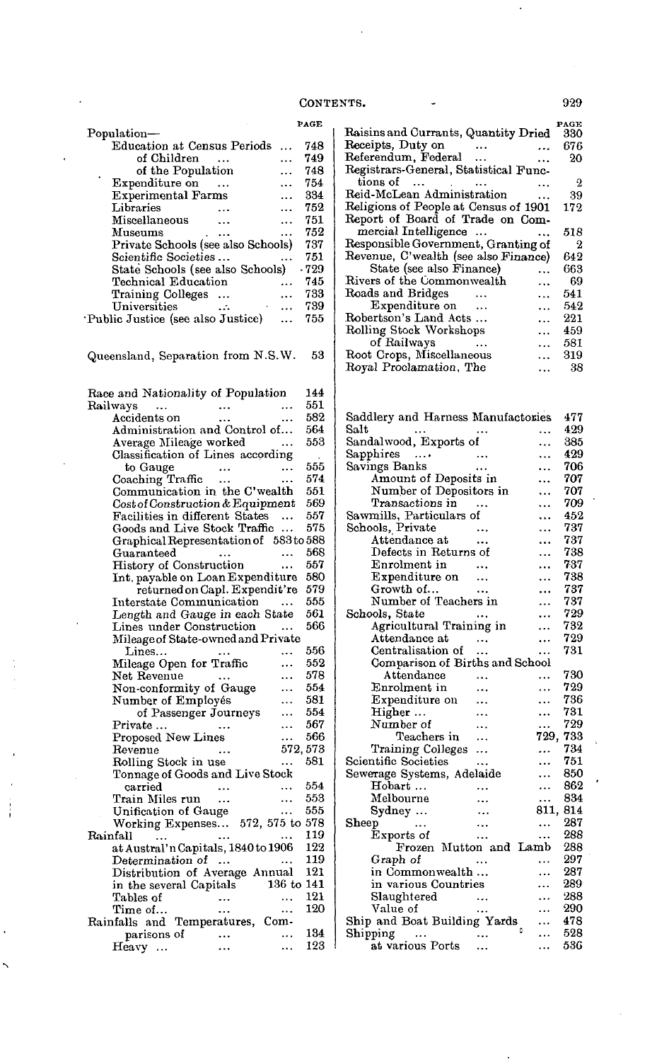## CONTENTS.

| | PAGE |
|---|---|
| Population— | |
| Education at Census Periods ... | 748 |
| of Children ... ... | 749 |
| of the Population ... | 748 |
| Expenditure on ... ... | 754 |
| Experimental Farms ... | 334 |
| Libraries ... ... | 752 |
| Miscellaneous ... ... | 751 |
| Museums ... ... | 752 |
| Private Schools (see also Schools) | 737 |
| Scientific Societies ... ... | 751 |
| State Schools (see also Schools) | 729 |
| Technical Education ... | 745 |
| Training Colleges ... ... | 733 |
| Universities ... ... | 739 |
| Public Justice (see also Justice) ... | 755 |
| | |
| Queensland, Separation from N.S.W. | 53 |
| | |
| Race and Nationality of Population | 144 |
| Railways ... ... ... | 551 |
| Accidents on ... ... | 582 |
| Administration and Control of... | 564 |
| Average Mileage worked ... | 553 |
| Classification of Lines according to Gauge ... ... | 555 |
| Coaching Traffic ... ... | 574 |
| Communication in the C'wealth | 551 |
| Cost of Construction & Equipment | 569 |
| Facilities in different States ... | 557 |
| Goods and Live Stock Traffic ... | 575 |
| Graphical Representation of | 583 to 588 |
| Guaranteed ... ... | 568 |
| History of Construction ... | 557 |
| Int. payable on Loan Expenditure | 580 |
| returned on Capl. Expendit're | 579 |
| Interstate Communication ... | 555 |
| Length and Gauge in each State | 561 |
| Lines under Construction ... | 566 |
| Mileage of State-owned and Private Lines... ... ... | 556 |
| Mileage Open for Traffic ... | 552 |
| Net Revenue ... ... | 578 |
| Non-conformity of Gauge ... | 554 |
| Number of Employés ... | 581 |
| of Passenger Journeys ... | 554 |
| Private ... ... ... | 567 |
| Proposed New Lines ... | 566 |
| Revenue ... ... | 572, 573 |
| Rolling Stock in use ... | 581 |
| Tonnage of Goods and Live Stock carried ... ... | 554 |
| Train Miles run ... ... | 553 |
| Unification of Gauge ... | 555 |
| Working Expenses... | 572, 575 to 578 |
| Rainfall ... ... ... | 119 |
| at Austral'n Capitals, 1840 to 1906 | 122 |
| Determination of ... ... | 119 |
| Distribution of Average Annual | 121 |
| in the several Capitals | 136 to 141 |
| Tables of ... ... | 121 |
| Time of... ... ... | 120 |
| Rainfalls and Temperatures, Comparisons of ... ... | 134 |
| Heavy ... ... ... | 123 |
| Raisins and Currants, Quantity Dried | 330 |
| Receipts, Duty on ... ... | 676 |
| Referendum, Federal ... ... | 20 |
| Registrars-General, Statistical Functions of ... ... ... | 2 |
| Reid-McLean Administration ... | 39 |
| Religions of People at Census of 1901 | 172 |
| Report of Board of Trade on Commercial Intelligence ... ... | 518 |
| Responsible Government, Granting of | 2 |
| Revenue, C'wealth (see also Finance) | 642 |
| State (see also Finance) ... | 663 |
| Rivers of the Commonwealth ... | 69 |
| Roads and Bridges ... ... | 541 |
| Expenditure on ... ... | 542 |
| Robertson's Land Acts ... ... | 221 |
| Rolling Stock Workshops ... | 459 |
| of Railways ... ... | 581 |
| Root Crops, Miscellaneous ... | 319 |
| Royal Proclamation, The ... | 38 |
| | |
| Saddlery and Harness Manufactories | 477 |
| Salt ... ... ... | 429 |
| Sandalwood, Exports of ... | 385 |
| Sapphires ... ... ... | 429 |
| Savings Banks ... ... | 706 |
| Amount of Deposits in ... | 707 |
| Number of Depositors in ... | 707 |
| Transactions in ... ... | 709 |
| Sawmills, Particulars of ... | 452 |
| Schools, Private ... ... | 737 |
| Attendance at ... ... | 737 |
| Defects in Returns of ... | 738 |
| Enrolment in ... ... | 737 |
| Expenditure on ... ... | 738 |
| Growth of... ... ... | 737 |
| Number of Teachers in ... | 737 |
| Schools, State ... ... | 729 |
| Agricultural Training in ... | 732 |
| Attendance at ... ... | 729 |
| Centralisation of ... ... | 731 |
| Comparison of Births and School Attendance ... ... | 730 |
| Enrolment in ... ... | 729 |
| Expenditure on ... ... | 736 |
| Higher ... ... ... | 731 |
| Number of ... ... | 729 |
| Teachers in ... | 729, 733 |
| Training Colleges ... ... | 734 |
| Scientific Societies ... ... | 751 |
| Sewerage Systems, Adelaide ... | 850 |
| Hobart ... ... ... | 862 |
| Melbourne ... ... | 834 |
| Sydney ... ... | 811, 814 |
| Sheep ... ... ... | 287 |
| Exports of ... ... | 288 |
| Frozen Mutton and Lamb | 288 |
| Graph of ... ... | 297 |
| in Commonwealth ... ... | 287 |
| in various Countries ... | 289 |
| Slaughtered ... ... | 288 |
| Value of ... ... | 290 |
| Ship and Boat Building Yards ... | 478 |
| Shipping ... ... ... | 528 |
| at various Ports ... ... | 536 |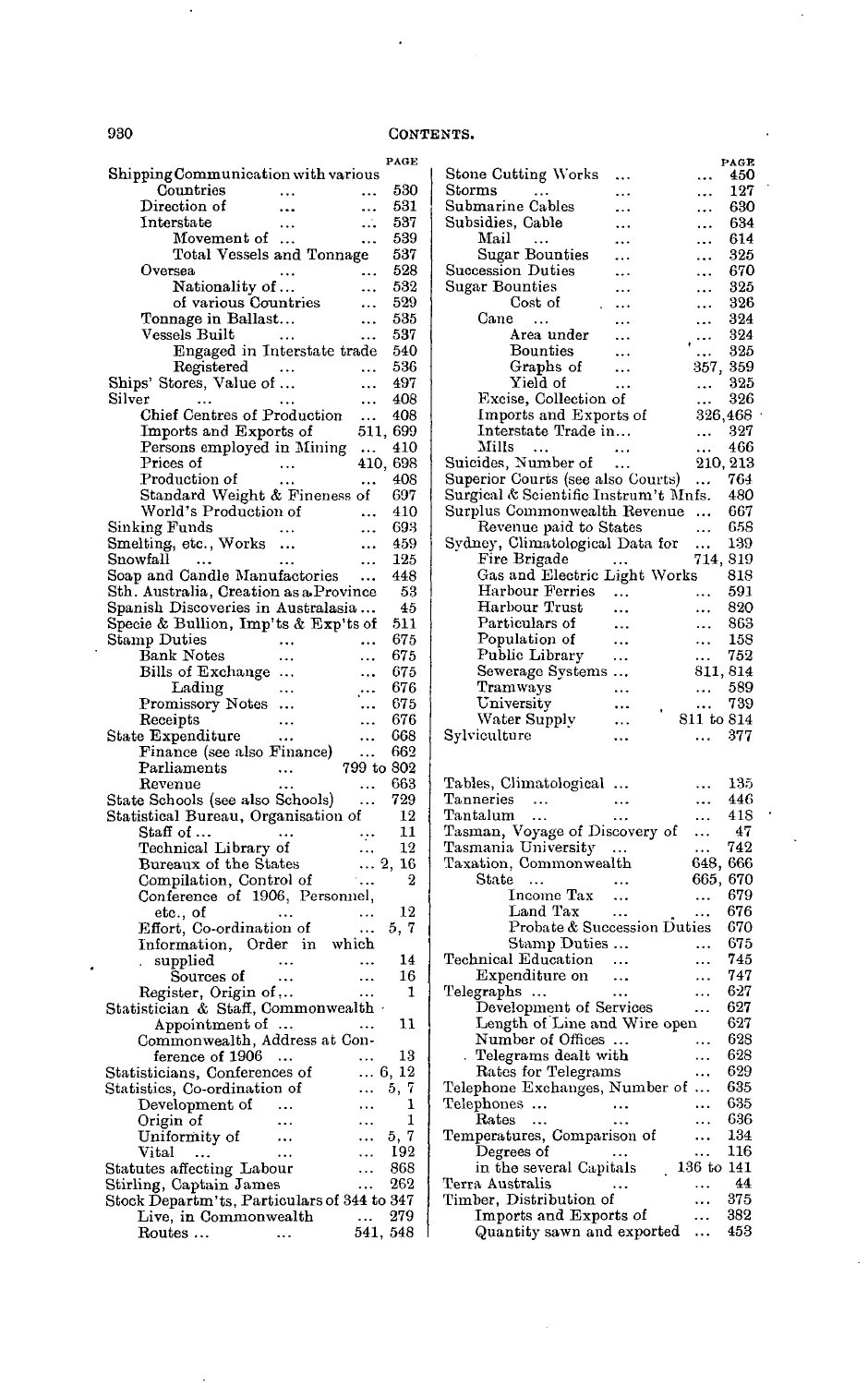# CONTENTS.

| | PAGE |
|---|---|
| Shipping Communication with various Countries | 530 |
| Direction of | 531 |
| Interstate | 537 |
| Movement of ... | 539 |
| Total Vessels and Tonnage | 537 |
| Oversea | 528 |
| Nationality of... | 532 |
| of various Countries | 529 |
| Tonnage in Ballast... | 535 |
| Vessels Built | 537 |
| Engaged in Interstate trade | 540 |
| Registered | 536 |
| Ships' Stores, Value of ... | 497 |
| Silver | 408 |
| Chief Centres of Production | 408 |
| Imports and Exports of | 511, 699 |
| Persons employed in Mining | 410 |
| Prices of | 410, 698 |
| Production of | 408 |
| Standard Weight & Fineness of | 697 |
| World's Production of | 410 |
| Sinking Funds | 693 |
| Smelting, etc., Works | 459 |
| Snowfall | 125 |
| Soap and Candle Manufactories | 448 |
| Sth. Australia, Creation as a Province | 53 |
| Spanish Discoveries in Australasia... | 45 |
| Specie & Bullion, Imp'ts & Exp'ts of | 511 |
| Stamp Duties | 675 |
| Bank Notes | 675 |
| Bills of Exchange ... | 675 |
| Lading | 676 |
| Promissory Notes ... | 675 |
| Receipts | 676 |
| State Expenditure | 668 |
| Finance (see also Finance) | 662 |
| Parliaments | 799 to 802 |
| Revenue | 663 |
| State Schools (see also Schools) | 729 |
| Statistical Bureau, Organisation of | 12 |
| Staff of ... | 11 |
| Technical Library of | 12 |
| Bureaux of the States | 2, 16 |
| Compilation, Control of | 2 |
| Conference of 1906, Personnel, etc., of | 12 |
| Effort, Co-ordination of | 5, 7 |
| Information, Order in which supplied | 14 |
| Sources of | 16 |
| Register, Origin of... | 1 |
| Statistician & Staff, Commonwealth Appointment of ... | 11 |
| Commonwealth, Address at Conference of 1906 ... | 13 |
| Statisticians, Conferences of | 6, 12 |
| Statistics, Co-ordination of | 5, 7 |
| Development of | 1 |
| Origin of | 1 |
| Uniformity of | 5, 7 |
| Vital | 192 |
| Statutes affecting Labour | 868 |
| Stirling, Captain James | 262 |
| Stock Departm'ts, Particulars of | 344 to 347 |
| Live, in Commonwealth | 279 |
| Routes ... | 541, 548 |
| Stone Cutting Works | 450 |
| Storms | 127 |
| Submarine Cables | 630 |
| Subsidies, Cable | 634 |
| Mail | 614 |
| Sugar Bounties | 325 |
| Succession Duties | 670 |
| Sugar Bounties | 325 |
| Cost of | 326 |
| Cane | 324 |
| Area under | 324 |
| Bounties | 325 |
| Graphs of | 357, 359 |
| Yield of | 325 |
| Excise, Collection of | 326 |
| Imports and Exports of | 326, 468 |
| Interstate Trade in... | 327 |
| Mills | 466 |
| Suicides, Number of | 210, 213 |
| Superior Courts (see also Courts) | 764 |
| Surgical & Scientific Instrum't Mnfs. | 480 |
| Surplus Commonwealth Revenue | 667 |
| Revenue paid to States | 658 |
| Sydney, Climatological Data for | 139 |
| Fire Brigade | 714, 819 |
| Gas and Electric Light Works | 818 |
| Harbour Ferries | 591 |
| Harbour Trust | 820 |
| Particulars of | 863 |
| Population of | 158 |
| Public Library | 752 |
| Sewerage Systems ... | 811, 814 |
| Tramways | 589 |
| University | 739 |
| Water Supply | 811 to 814 |
| Sylviculture | 377 |
| Tables, Climatological ... | 135 |
| Tanneries | 446 |
| Tantalum | 418 |
| Tasman, Voyage of Discovery of | 47 |
| Tasmania University | 742 |
| Taxation, Commonwealth | 648, 666 |
| State | 665, 670 |
| Income Tax | 679 |
| Land Tax | 676 |
| Probate & Succession Duties | 670 |
| Stamp Duties ... | 675 |
| Technical Education | 745 |
| Expenditure on | 747 |
| Telegraphs ... | 627 |
| Development of Services | 627 |
| Length of Line and Wire open | 627 |
| Number of Offices ... | 628 |
| Telegrams dealt with | 628 |
| Rates for Telegrams | 629 |
| Telephone Exchanges, Number of ... | 635 |
| Telephones ... | 635 |
| Rates | 636 |
| Temperatures, Comparison of | 134 |
| Degrees of | 116 |
| in the several Capitals | 136 to 141 |
| Terra Australis | 44 |
| Timber, Distribution of | 375 |
| Imports and Exports of | 382 |
| Quantity sawn and exported | 453 |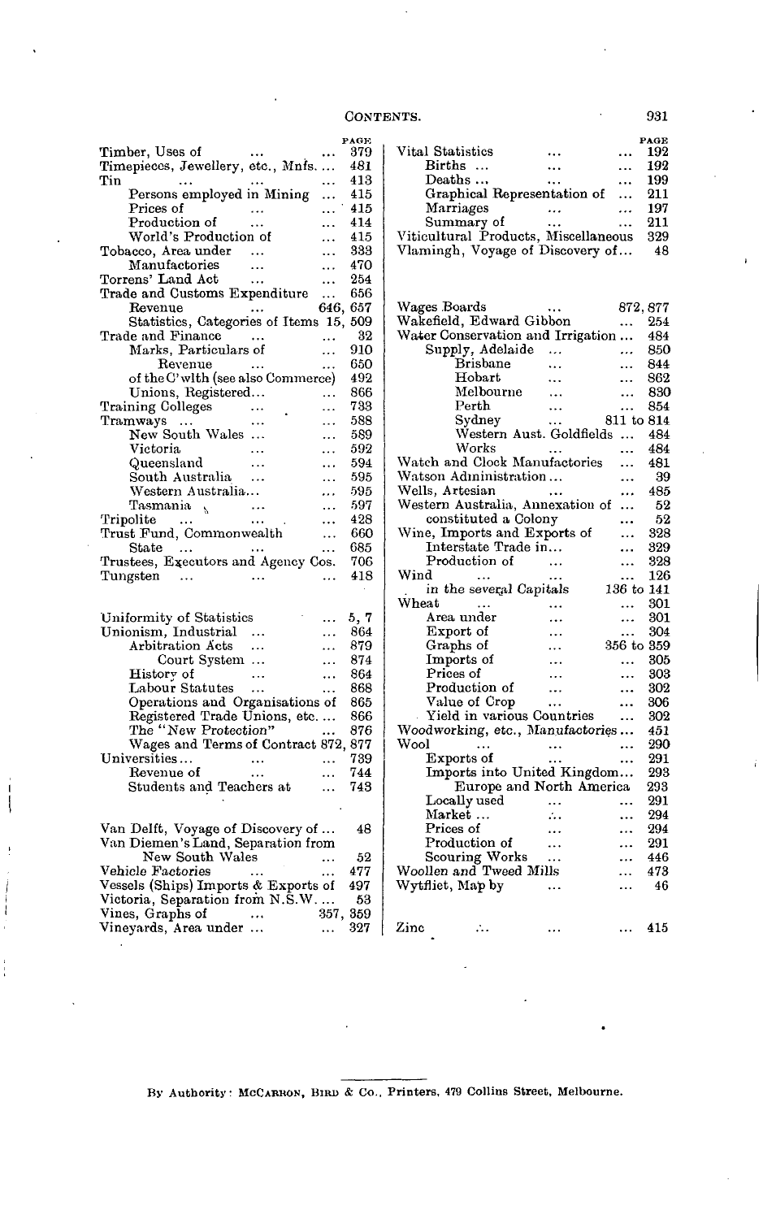| | PAGE |
|---|---|
| Timber, Uses of | 379 |
| Timepieces, Jewellery, etc., Mnfs. | 481 |
| Tin | 413 |
| Persons employed in Mining | 415 |
| Prices of | 415 |
| Production of | 414 |
| World's Production of | 415 |
| Tobacco, Area under | 333 |
| Manufactories | 470 |
| Torrens' Land Act | 254 |
| Trade and Customs Expenditure | 656 |
| Revenue | 646, 657 |
| Statistics, Categories of Items | 15, 509 |
| Trade and Finance | 32 |
| Marks, Particulars of | 910 |
| Revenue | 650 |
| of the C'wlth (see also Commerce) | 492 |
| Unions, Registered... | 866 |
| Training Colleges | 733 |
| Tramways | 588 |
| New South Wales | 589 |
| Victoria | 592 |
| Queensland | 594 |
| South Australia | 595 |
| Western Australia... | 595 |
| Tasmania | 597 |
| Tripolite | 428 |
| Trust Fund, Commonwealth | 660 |
| State | 685 |
| Trustees, Executors and Agency Cos. | 706 |
| Tungsten | 418 |
| | |
| Uniformity of Statistics | 5, 7 |
| Unionism, Industrial | 864 |
| Arbitration Acts | 879 |
| Court System | 874 |
| History of | 864 |
| Labour Statutes | 868 |
| Operations and Organisations of | 865 |
| Registered Trade Unions, etc. | 866 |
| The "New Protection" | 876 |
| Wages and Terms of Contract | 872, 877 |
| Universities... | 739 |
| Revenue of | 744 |
| Students and Teachers at | 743 |
| | |
| Van Delft, Voyage of Discovery of ... | 48 |
| Van Diemen's Land, Separation from New South Wales | 52 |
| Vehicle Factories | 477 |
| Vessels (Ships) Imports & Exports of | 497 |
| Victoria, Separation from N.S.W. | 53 |
| Vines, Graphs of | 357, 359 |
| Vineyards, Area under | 327 |
| Vital Statistics | 192 |
| Births | 192 |
| Deaths | 199 |
| Graphical Representation of | 211 |
| Marriages | 197 |
| Summary of | 211 |
| Viticultural Products, Miscellaneous | 329 |
| Vlamingh, Voyage of Discovery of... | 48 |
| | |
| Wages Boards | 872, 877 |
| Wakefield, Edward Gibbon | 254 |
| Water Conservation and Irrigation | 484 |
| Supply, Adelaide | 850 |
| Brisbane | 844 |
| Hobart | 862 |
| Melbourne | 830 |
| Perth | 854 |
| Sydney | 811 to 814 |
| Western Aust. Goldfields | 484 |
| Works | 484 |
| Watch and Clock Manufactories | 481 |
| Watson Administration... | 39 |
| Wells, Artesian | 485 |
| Western Australia, Annexation of | 52 |
| constituted a Colony | 52 |
| Wine, Imports and Exports of | 328 |
| Interstate Trade in... | 329 |
| Production of | 328 |
| Wind | 126 |
| in the several Capitals | 136 to 141 |
| Wheat | 301 |
| Area under | 301 |
| Export of | 304 |
| Graphs of | 356 to 359 |
| Imports of | 305 |
| Prices of | 303 |
| Production of | 302 |
| Value of Crop | 306 |
| Yield in various Countries | 302 |
| Woodworking, etc., Manufactories | 451 |
| Wool | 290 |
| Exports of | 291 |
| Imports into United Kingdom... | 293 |
| Europe and North America | 293 |
| Locally used | 291 |
| Market | 294 |
| Prices of | 294 |
| Production of | 291 |
| Scouring Works | 446 |
| Woollen and Tweed Mills | 473 |
| Wytfliet, Map by | 46 |
| | |
| Zinc | 415 |

By Authority: McCarron, Bird & Co., Printers, 479 Collins Street, Melbourne.